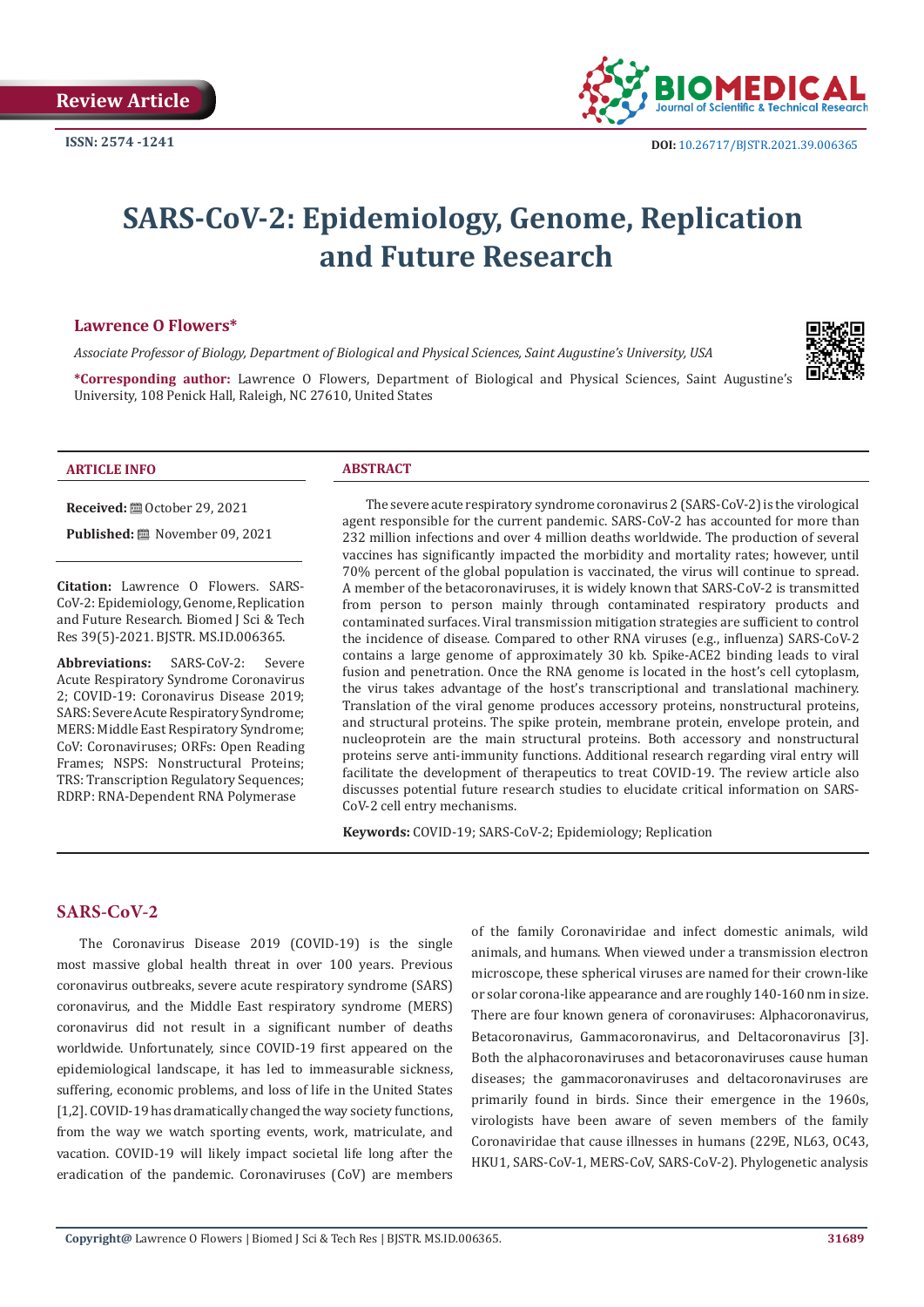Review Article

ISSN: 2574 -1241

DOI: 10.26717/BJSTR.2021.39.006365

# SARS-CoV-2: Epidemiology, Genome, Replication and Future Research

**Lawrence O Flowers***

*Associate Professor of Biology, Department of Biological and Physical Sciences, Saint Augustine's University, USA*

***Corresponding author:** Lawrence O Flowers, Department of Biological and Physical Sciences, Saint Augustine's University, 108 Penick Hall, Raleigh, NC 27610, United States

### ARTICLE INFO

**Received:** October 29, 2021

**Published:** November 09, 2021

**Citation:** Lawrence O Flowers. SARS-CoV-2: Epidemiology, Genome, Replication and Future Research. Biomed J Sci & Tech Res 39(5)-2021. BJSTR. MS.ID.006365.

**Abbreviations:** SARS-CoV-2: Severe Acute Respiratory Syndrome Coronavirus 2; COVID-19: Coronavirus Disease 2019; SARS: Severe Acute Respiratory Syndrome; MERS: Middle East Respiratory Syndrome; CoV: Coronaviruses; ORFs: Open Reading Frames; NSPS: Nonstructural Proteins; TRS: Transcription Regulatory Sequences; RDRP: RNA-Dependent RNA Polymerase

### ABSTRACT

The severe acute respiratory syndrome coronavirus 2 (SARS-CoV-2) is the virological agent responsible for the current pandemic. SARS-CoV-2 has accounted for more than 232 million infections and over 4 million deaths worldwide. The production of several vaccines has significantly impacted the morbidity and mortality rates; however, until 70% percent of the global population is vaccinated, the virus will continue to spread. A member of the betacoronaviruses, it is widely known that SARS-CoV-2 is transmitted from person to person mainly through contaminated respiratory products and contaminated surfaces. Viral transmission mitigation strategies are sufficient to control the incidence of disease. Compared to other RNA viruses (e.g., influenza) SARS-CoV-2 contains a large genome of approximately 30 kb. Spike-ACE2 binding leads to viral fusion and penetration. Once the RNA genome is located in the host's cell cytoplasm, the virus takes advantage of the host's transcriptional and translational machinery. Translation of the viral genome produces accessory proteins, nonstructural proteins, and structural proteins. The spike protein, membrane protein, envelope protein, and nucleoprotein are the main structural proteins. Both accessory and nonstructural proteins serve anti-immunity functions. Additional research regarding viral entry will facilitate the development of therapeutics to treat COVID-19. The review article also discusses potential future research studies to elucidate critical information on SARS-CoV-2 cell entry mechanisms.

**Keywords:** COVID-19; SARS-CoV-2; Epidemiology; Replication

## SARS-CoV-2

The Coronavirus Disease 2019 (COVID-19) is the single most massive global health threat in over 100 years. Previous coronavirus outbreaks, severe acute respiratory syndrome (SARS) coronavirus, and the Middle East respiratory syndrome (MERS) coronavirus did not result in a significant number of deaths worldwide. Unfortunately, since COVID-19 first appeared on the epidemiological landscape, it has led to immeasurable sickness, suffering, economic problems, and loss of life in the United States [1,2]. COVID-19 has dramatically changed the way society functions, from the way we watch sporting events, work, matriculate, and vacation. COVID-19 will likely impact societal life long after the eradication of the pandemic. Coronaviruses (CoV) are members of the family Coronaviridae and infect domestic animals, wild animals, and humans. When viewed under a transmission electron microscope, these spherical viruses are named for their crown-like or solar corona-like appearance and are roughly 140-160 nm in size. There are four known genera of coronaviruses: Alphacoronavirus, Betacoronavirus, Gammacoronavirus, and Deltacoronavirus [3]. Both the alphacoronaviruses and betacoronaviruses cause human diseases; the gammacoronaviruses and deltacoronaviruses are primarily found in birds. Since their emergence in the 1960s, virologists have been aware of seven members of the family Coronaviridae that cause illnesses in humans (229E, NL63, OC43, HKU1, SARS-CoV-1, MERS-CoV, SARS-CoV-2). Phylogenetic analysis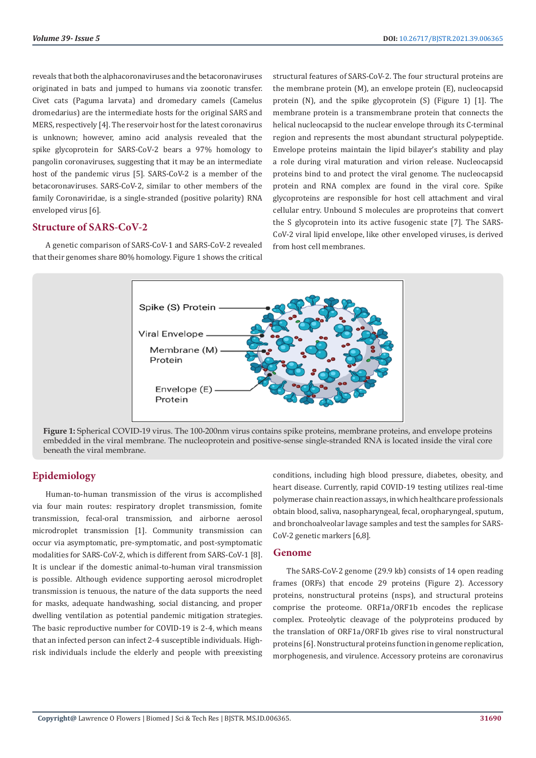reveals that both the alphacoronaviruses and the betacoronaviruses originated in bats and jumped to humans via zoonotic transfer. Civet cats (Paguma larvata) and dromedary camels (Camelus dromedarius) are the intermediate hosts for the original SARS and MERS, respectively [4]. The reservoir host for the latest coronavirus is unknown; however, amino acid analysis revealed that the spike glycoprotein for SARS-CoV-2 bears a 97% homology to pangolin coronaviruses, suggesting that it may be an intermediate host of the pandemic virus [5]. SARS-CoV-2 is a member of the betacoronaviruses. SARS-CoV-2, similar to other members of the family Coronaviridae, is a single-stranded (positive polarity) RNA enveloped virus [6].

## Structure of SARS-CoV-2

A genetic comparison of SARS-CoV-1 and SARS-CoV-2 revealed that their genomes share 80% homology. Figure 1 shows the critical structural features of SARS-CoV-2. The four structural proteins are the membrane protein (M), an envelope protein (E), nucleocapsid protein (N), and the spike glycoprotein (S) (Figure 1) [1]. The membrane protein is a transmembrane protein that connects the helical nucleocapsid to the nuclear envelope through its C-terminal region and represents the most abundant structural polypeptide. Envelope proteins maintain the lipid bilayer's stability and play a role during viral maturation and virion release. Nucleocapsid proteins bind to and protect the viral genome. The nucleocapsid protein and RNA complex are found in the viral core. Spike glycoproteins are responsible for host cell attachment and viral cellular entry. Unbound S molecules are proproteins that convert the S glycoprotein into its active fusogenic state [7]. The SARS-CoV-2 viral lipid envelope, like other enveloped viruses, is derived from host cell membranes.

**Figure 1:** Spherical COVID-19 virus. The 100-200nm virus contains spike proteins, membrane proteins, and envelope proteins embedded in the viral membrane. The nucleoprotein and positive-sense single-stranded RNA is located inside the viral core beneath the viral membrane.

## Epidemiology

Human-to-human transmission of the virus is accomplished via four main routes: respiratory droplet transmission, fomite transmission, fecal-oral transmission, and airborne aerosol microdroplet transmission [1]. Community transmission can occur via asymptomatic, pre-symptomatic, and post-symptomatic modalities for SARS-CoV-2, which is different from SARS-CoV-1 [8]. It is unclear if the domestic animal-to-human viral transmission is possible. Although evidence supporting aerosol microdroplet transmission is tenuous, the nature of the data supports the need for masks, adequate handwashing, social distancing, and proper dwelling ventilation as potential pandemic mitigation strategies. The basic reproductive number for COVID-19 is 2-4, which means that an infected person can infect 2-4 susceptible individuals. High-risk individuals include the elderly and people with preexisting conditions, including high blood pressure, diabetes, obesity, and heart disease. Currently, rapid COVID-19 testing utilizes real-time polymerase chain reaction assays, in which healthcare professionals obtain blood, saliva, nasopharyngeal, fecal, oropharyngeal, sputum, and bronchoalveolar lavage samples and test the samples for SARS-CoV-2 genetic markers [6,8].

## Genome

The SARS-CoV-2 genome (29.9 kb) consists of 14 open reading frames (ORFs) that encode 29 proteins (Figure 2). Accessory proteins, nonstructural proteins (nsps), and structural proteins comprise the proteome. ORF1a/ORF1b encodes the replicase complex. Proteolytic cleavage of the polyproteins produced by the translation of ORF1a/ORF1b gives rise to viral nonstructural proteins [6]. Nonstructural proteins function in genome replication, morphogenesis, and virulence. Accessory proteins are coronavirus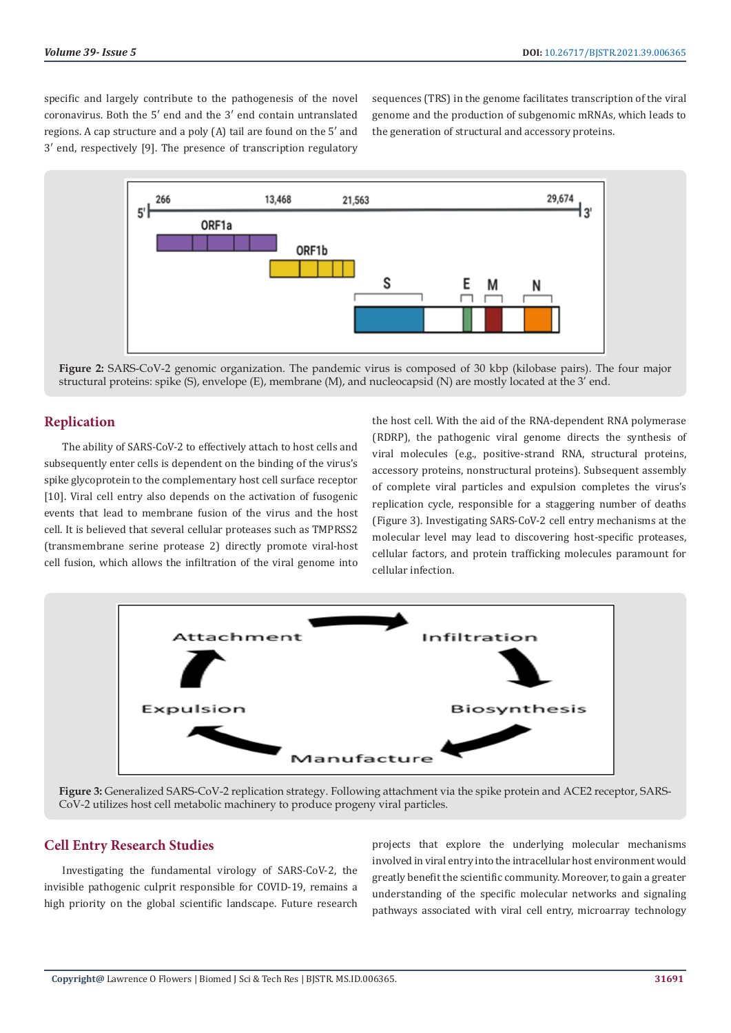specific and largely contribute to the pathogenesis of the novel coronavirus. Both the 5′ end and the 3′ end contain untranslated regions. A cap structure and a poly (A) tail are found on the 5′ and 3′ end, respectively [9]. The presence of transcription regulatory sequences (TRS) in the genome facilitates transcription of the viral genome and the production of subgenomic mRNAs, which leads to the generation of structural and accessory proteins.

**Figure 2:** SARS-CoV-2 genomic organization. The pandemic virus is composed of 30 kbp (kilobase pairs). The four major structural proteins: spike (S), envelope (E), membrane (M), and nucleocapsid (N) are mostly located at the 3′ end.

## Replication

The ability of SARS-CoV-2 to effectively attach to host cells and subsequently enter cells is dependent on the binding of the virus's spike glycoprotein to the complementary host cell surface receptor [10]. Viral cell entry also depends on the activation of fusogenic events that lead to membrane fusion of the virus and the host cell. It is believed that several cellular proteases such as TMPRSS2 (transmembrane serine protease 2) directly promote viral-host cell fusion, which allows the infiltration of the viral genome into the host cell. With the aid of the RNA-dependent RNA polymerase (RDRP), the pathogenic viral genome directs the synthesis of viral molecules (e.g., positive-strand RNA, structural proteins, accessory proteins, nonstructural proteins). Subsequent assembly of complete viral particles and expulsion completes the virus's replication cycle, responsible for a staggering number of deaths (Figure 3). Investigating SARS-CoV-2 cell entry mechanisms at the molecular level may lead to discovering host-specific proteases, cellular factors, and protein trafficking molecules paramount for cellular infection.

**Figure 3:** Generalized SARS-CoV-2 replication strategy. Following attachment via the spike protein and ACE2 receptor, SARS-CoV-2 utilizes host cell metabolic machinery to produce progeny viral particles.

## Cell Entry Research Studies

Investigating the fundamental virology of SARS-CoV-2, the invisible pathogenic culprit responsible for COVID-19, remains a high priority on the global scientific landscape. Future research projects that explore the underlying molecular mechanisms involved in viral entry into the intracellular host environment would greatly benefit the scientific community. Moreover, to gain a greater understanding of the specific molecular networks and signaling pathways associated with viral cell entry, microarray technology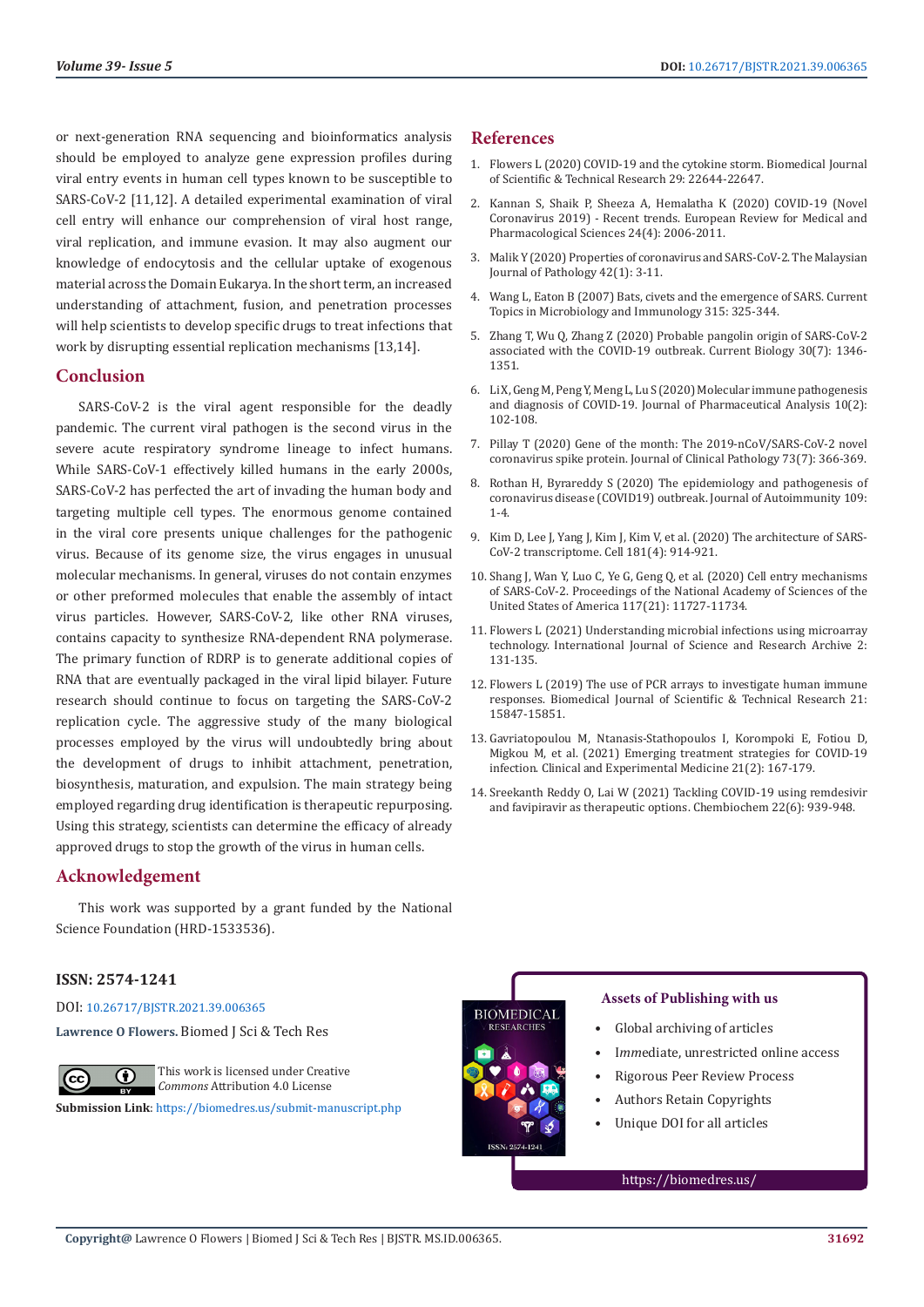or next-generation RNA sequencing and bioinformatics analysis should be employed to analyze gene expression profiles during viral entry events in human cell types known to be susceptible to SARS-CoV-2 [11,12]. A detailed experimental examination of viral cell entry will enhance our comprehension of viral host range, viral replication, and immune evasion. It may also augment our knowledge of endocytosis and the cellular uptake of exogenous material across the Domain Eukarya. In the short term, an increased understanding of attachment, fusion, and penetration processes will help scientists to develop specific drugs to treat infections that work by disrupting essential replication mechanisms [13,14].

## Conclusion

SARS-CoV-2 is the viral agent responsible for the deadly pandemic. The current viral pathogen is the second virus in the severe acute respiratory syndrome lineage to infect humans. While SARS-CoV-1 effectively killed humans in the early 2000s, SARS-CoV-2 has perfected the art of invading the human body and targeting multiple cell types. The enormous genome contained in the viral core presents unique challenges for the pathogenic virus. Because of its genome size, the virus engages in unusual molecular mechanisms. In general, viruses do not contain enzymes or other preformed molecules that enable the assembly of intact virus particles. However, SARS-CoV-2, like other RNA viruses, contains capacity to synthesize RNA-dependent RNA polymerase. The primary function of RDRP is to generate additional copies of RNA that are eventually packaged in the viral lipid bilayer. Future research should continue to focus on targeting the SARS-CoV-2 replication cycle. The aggressive study of the many biological processes employed by the virus will undoubtedly bring about the development of drugs to inhibit attachment, penetration, biosynthesis, maturation, and expulsion. The main strategy being employed regarding drug identification is therapeutic repurposing. Using this strategy, scientists can determine the efficacy of already approved drugs to stop the growth of the virus in human cells.

## Acknowledgement

This work was supported by a grant funded by the National Science Foundation (HRD-1533536).

## References

1. Flowers L (2020) COVID-19 and the cytokine storm. Biomedical Journal of Scientific & Technical Research 29: 22644-22647.
2. Kannan S, Shaik P, Sheeza A, Hemalatha K (2020) COVID-19 (Novel Coronavirus 2019) - Recent trends. European Review for Medical and Pharmacological Sciences 24(4): 2006-2011.
3. Malik Y (2020) Properties of coronavirus and SARS-CoV-2. The Malaysian Journal of Pathology 42(1): 3-11.
4. Wang L, Eaton B (2007) Bats, civets and the emergence of SARS. Current Topics in Microbiology and Immunology 315: 325-344.
5. Zhang T, Wu Q, Zhang Z (2020) Probable pangolin origin of SARS-CoV-2 associated with the COVID-19 outbreak. Current Biology 30(7): 1346-1351.
6. Li X, Geng M, Peng Y, Meng L, Lu S (2020) Molecular immune pathogenesis and diagnosis of COVID-19. Journal of Pharmaceutical Analysis 10(2): 102-108.
7. Pillay T (2020) Gene of the month: The 2019-nCoV/SARS-CoV-2 novel coronavirus spike protein. Journal of Clinical Pathology 73(7): 366-369.
8. Rothan H, Byrareddy S (2020) The epidemiology and pathogenesis of coronavirus disease (COVID19) outbreak. Journal of Autoimmunity 109: 1-4.
9. Kim D, Lee J, Yang J, Kim J, Kim V, et al. (2020) The architecture of SARS-CoV-2 transcriptome. Cell 181(4): 914-921.
10. Shang J, Wan Y, Luo C, Ye G, Geng Q, et al. (2020) Cell entry mechanisms of SARS-CoV-2. Proceedings of the National Academy of Sciences of the United States of America 117(21): 11727-11734.
11. Flowers L (2021) Understanding microbial infections using microarray technology. International Journal of Science and Research Archive 2: 131-135.
12. Flowers L (2019) The use of PCR arrays to investigate human immune responses. Biomedical Journal of Scientific & Technical Research 21: 15847-15851.
13. Gavriatopoulou M, Ntanasis-Stathopoulos I, Korompoki E, Fotiou D, Migkou M, et al. (2021) Emerging treatment strategies for COVID-19 infection. Clinical and Experimental Medicine 21(2): 167-179.
14. Sreekanth Reddy O, Lai W (2021) Tackling COVID-19 using remdesivir and favipiravir as therapeutic options. Chembiochem 22(6): 939-948.

**ISSN: 2574-1241**

DOI: 10.26717/BJSTR.2021.39.006365

**Lawrence O Flowers.** Biomed J Sci & Tech Res

This work is licensed under Creative *Commons* Attribution 4.0 License

**Submission Link**: https://biomedres.us/submit-manuscript.php

**Assets of Publishing with us**

- Global archiving of articles
- Immediate, unrestricted online access
- Rigorous Peer Review Process
- Authors Retain Copyrights
- Unique DOI for all articles

https://biomedres.us/